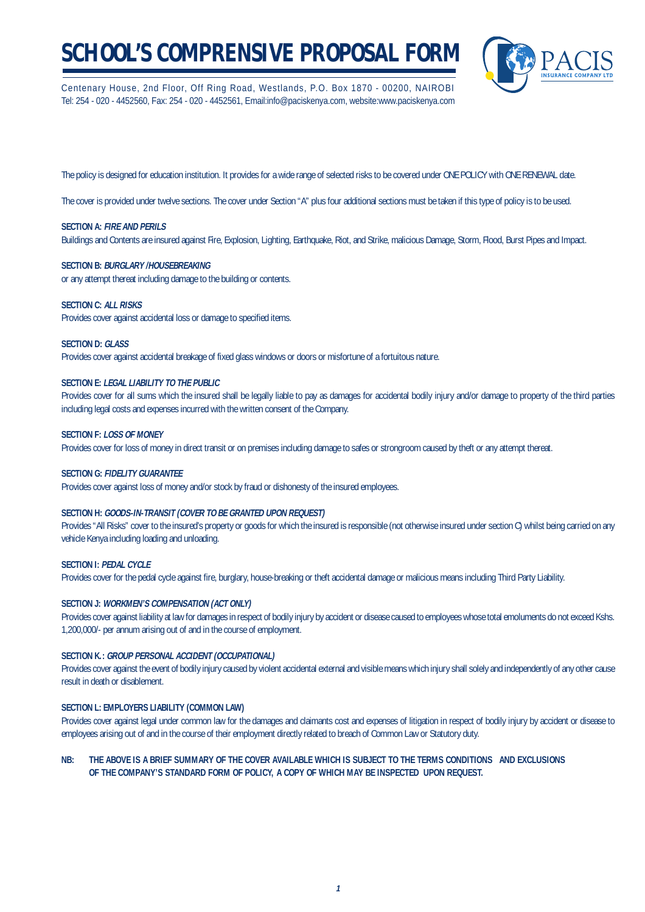# SCHOOL'S COMPRENSIVE PROPOSAL FORM

Centenary House, 2nd Floor, Off Ring Road, Westlands, P.O. Box 1870 - 00200, NAIROBI
Tel: 254 - 020 - 4452560, Fax: 254 - 020 - 4452561, Email:info@paciskenya.com, website:www.paciskenya.com

PACIS INSURANCE COMPANY LTD

The policy is designed for education institution. It provides for a wide range of selected risks to be covered under ONE POLICY with ONE RENEWAL date.

The cover is provided under twelve sections. The cover under Section "A" plus four additional sections must be taken if this type of policy is to be used.

**SECTION A: *FIRE AND PERILS***
Buildings and Contents are insured against Fire, Explosion, Lighting, Earthquake, Riot, and Strike, malicious Damage, Storm, Flood, Burst Pipes and Impact.

**SECTION B: *BURGLARY /HOUSEBREAKING***
or any attempt thereat including damage to the building or contents.

**SECTION C: *ALL RISKS***
Provides cover against accidental loss or damage to specified items.

**SECTION D: *GLASS***
Provides cover against accidental breakage of fixed glass windows or doors or misfortune of a fortuitous nature.

**SECTION E: *LEGAL LIABILITY TO THE PUBLIC***
Provides cover for all sums which the insured shall be legally liable to pay as damages for accidental bodily injury and/or damage to property of the third parties including legal costs and expenses incurred with the written consent of the Company.

**SECTION F: *LOSS OF MONEY***
Provides cover for loss of money in direct transit or on premises including damage to safes or strongroom caused by theft or any attempt thereat.

**SECTION G: *FIDELITY GUARANTEE***
Provides cover against loss of money and/or stock by fraud or dishonesty of the insured employees.

**SECTION H: *GOODS-IN-TRANSIT (COVER TO BE GRANTED UPON REQUEST)***
Provides "All Risks" cover to the insured's property or goods for which the insured is responsible (not otherwise insured under section C) whilst being carried on any vehicle Kenya including loading and unloading.

**SECTION I: *PEDAL CYCLE***
Provides cover for the pedal cycle against fire, burglary, house-breaking or theft accidental damage or malicious means including Third Party Liability.

**SECTION J: *WORKMEN'S COMPENSATION (ACT ONLY)***
Provides cover against liability at law for damages in respect of bodily injury by accident or disease caused to employees whose total emoluments do not exceed Kshs. 1,200,000/- per annum arising out of and in the course of employment.

**SECTION K.: *GROUP PERSONAL ACCIDENT (OCCUPATIONAL)***
Provides cover against the event of bodily injury caused by violent accidental external and visible means which injury shall solely and independently of any other cause result in death or disablement.

**SECTION L: EMPLOYERS LIABILITY (COMMON LAW)**
Provides cover against legal under common law for the damages and claimants cost and expenses of litigation in respect of bodily injury by accident or disease to employees arising out of and in the course of their employment directly related to breach of Common Law or Statutory duty.

**NB: THE ABOVE IS A BRIEF SUMMARY OF THE COVER AVAILABLE WHICH IS SUBJECT TO THE TERMS CONDITIONS AND EXCLUSIONS OF THE COMPANY'S STANDARD FORM OF POLICY, A COPY OF WHICH MAY BE INSPECTED UPON REQUEST.**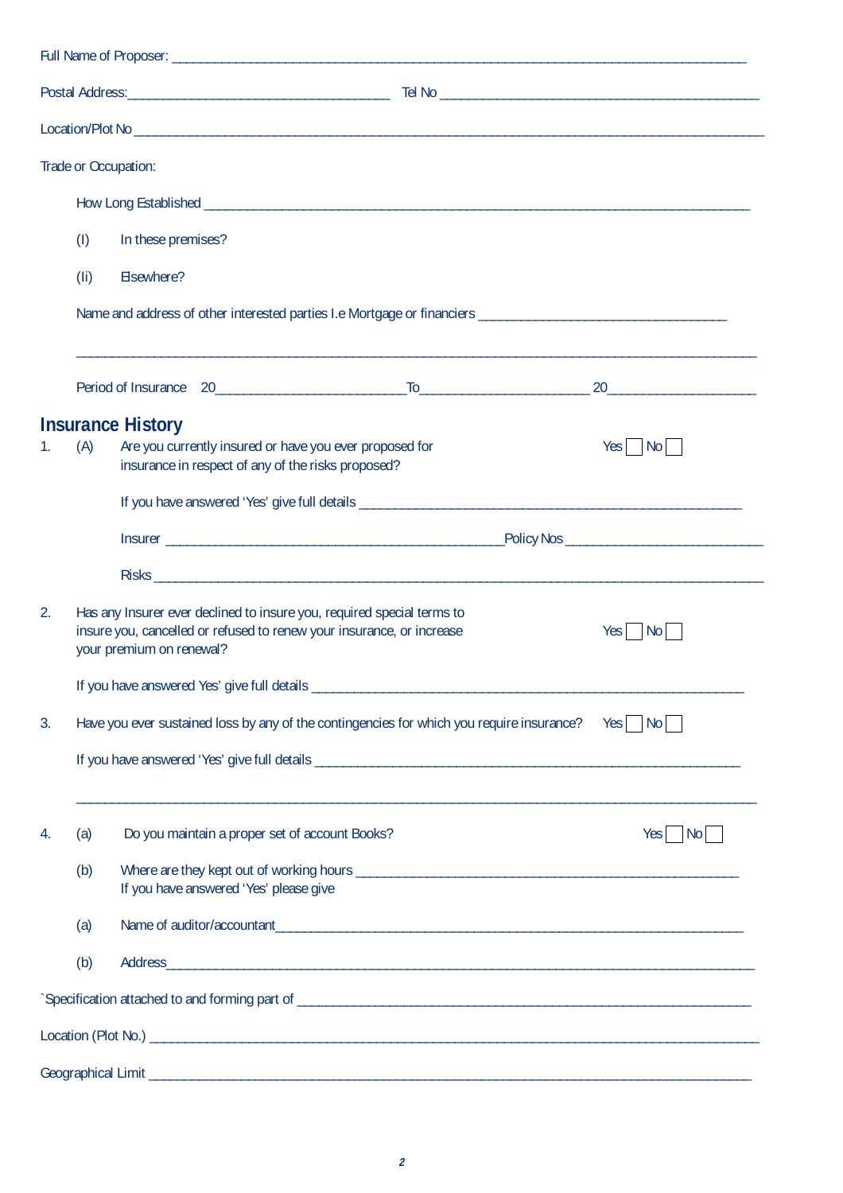Full Name of Proposer: ___________________________________________________________________________

Postal Address: ____________________________________ Tel No ____________________________________________

Location/Plot No _________________________________________________________________________________________

Trade or Occupation:

How Long Established _____________________________________________________________________________

(I) In these premises?

(Ii) Elsewhere?

Name and address of other interested parties I.e Mortgage or financiers ___________________________________

_____________________________________________________________________________________________

Period of Insurance 20__________________________ To________________________ 20_____________________

## Insurance History

1. (A) Are you currently insured or have you ever proposed for insurance in respect of any of the risks proposed? Yes ☐ No ☐

   If you have answered 'Yes' give full details _________________________________________________________

   Insurer _______________________________________________ Policy Nos ___________________________

   Risks _____________________________________________________________________________________

2. Has any Insurer ever declined to insure you, required special terms to insure you, cancelled or refused to renew your insurance, or increase your premium on renewal? Yes ☐ No ☐

   If you have answered Yes' give full details ___________________________________________________________

3. Have you ever sustained loss by any of the contingencies for which you require insurance? Yes ☐ No ☐

   If you have answered 'Yes' give full details __________________________________________________________

   _____________________________________________________________________________________________

4. (a) Do you maintain a proper set of account Books? Yes ☐ No ☐

   (b) Where are they kept out of working hours ______________________________________________________
   If you have answered 'Yes' please give

   (a) Name of auditor/accountant__________________________________________________________________

   (b) Address_________________________________________________________________________________

`Specification attached to and forming part of ________________________________________________________________

Location (Plot No.) ______________________________________________________________________________________

Geographical Limit ______________________________________________________________________________________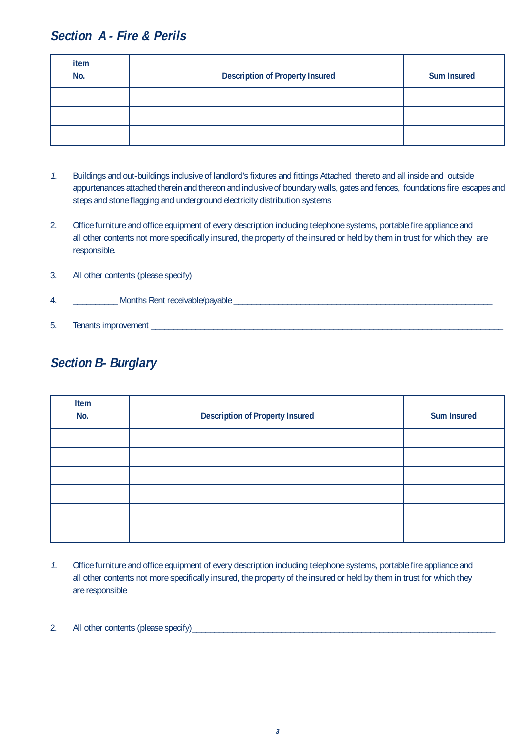## *Section A - Fire & Perils*

| item No. | Description of Property Insured | Sum Insured |
|---|---|---|
| | | |
| | | |
| | | |

1. Buildings and out-buildings inclusive of landlord's fixtures and fittings Attached thereto and all inside and outside appurtenances attached therein and thereon and inclusive of boundary walls, gates and fences, foundations fire escapes and steps and stone flagging and underground electricity distribution systems

2. Office furniture and office equipment of every description including telephone systems, portable fire appliance and all other contents not more specifically insured, the property of the insured or held by them in trust for which they are responsible.

3. All other contents (please specify)

4. __________ Months Rent receivable/payable ______________________________________________________________

5. Tenants improvement ______________________________________________________________________________________

## *Section B- Burglary*

| Item No. | Description of Property Insured | Sum Insured |
|---|---|---|
| | | |
| | | |
| | | |
| | | |
| | | |
| | | |

1. Office furniture and office equipment of every description including telephone systems, portable fire appliance and all other contents not more specifically insured, the property of the insured or held by them in trust for which they are responsible

2. All other contents (please specify)__________________________________________________________________________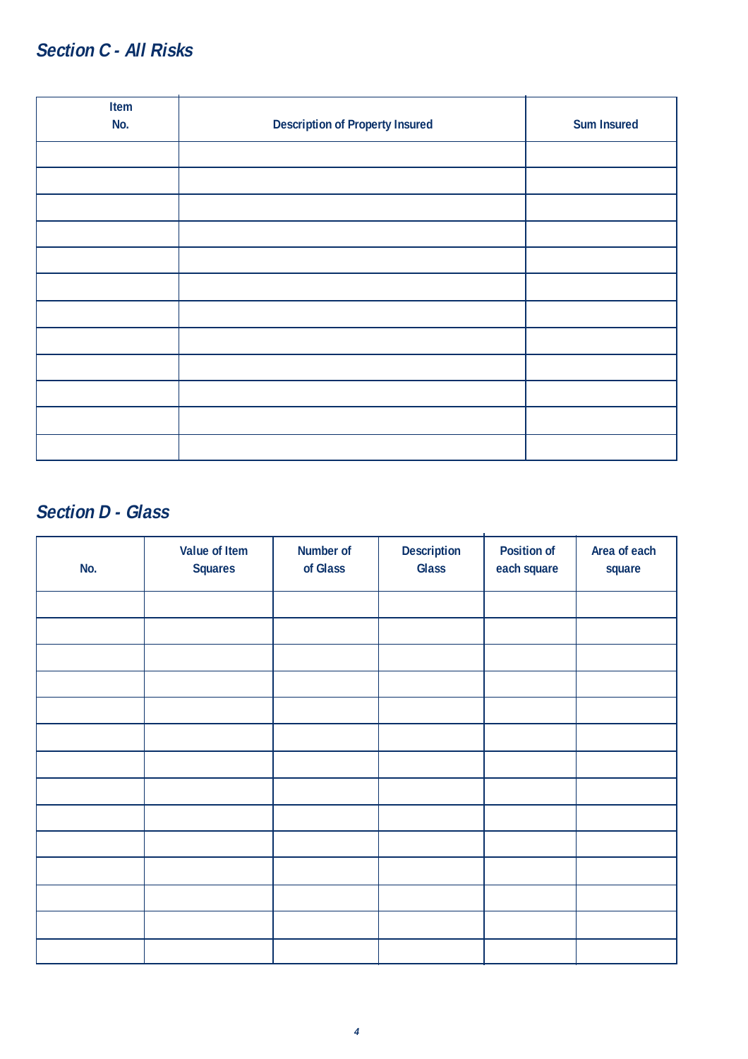## *Section C - All Risks*

| Item No. | Description of Property Insured | Sum Insured |
|---|---|---|
| | | |
| | | |
| | | |
| | | |
| | | |
| | | |
| | | |
| | | |
| | | |
| | | |
| | | |
| | | |

## *Section D - Glass*

| No. | Value of Item Squares | Number of of Glass | Description Glass | Position of each square | Area of each square |
|---|---|---|---|---|---|
| | | | | | |
| | | | | | |
| | | | | | |
| | | | | | |
| | | | | | |
| | | | | | |
| | | | | | |
| | | | | | |
| | | | | | |
| | | | | | |
| | | | | | |
| | | | | | |
| | | | | | |
| | | | | | |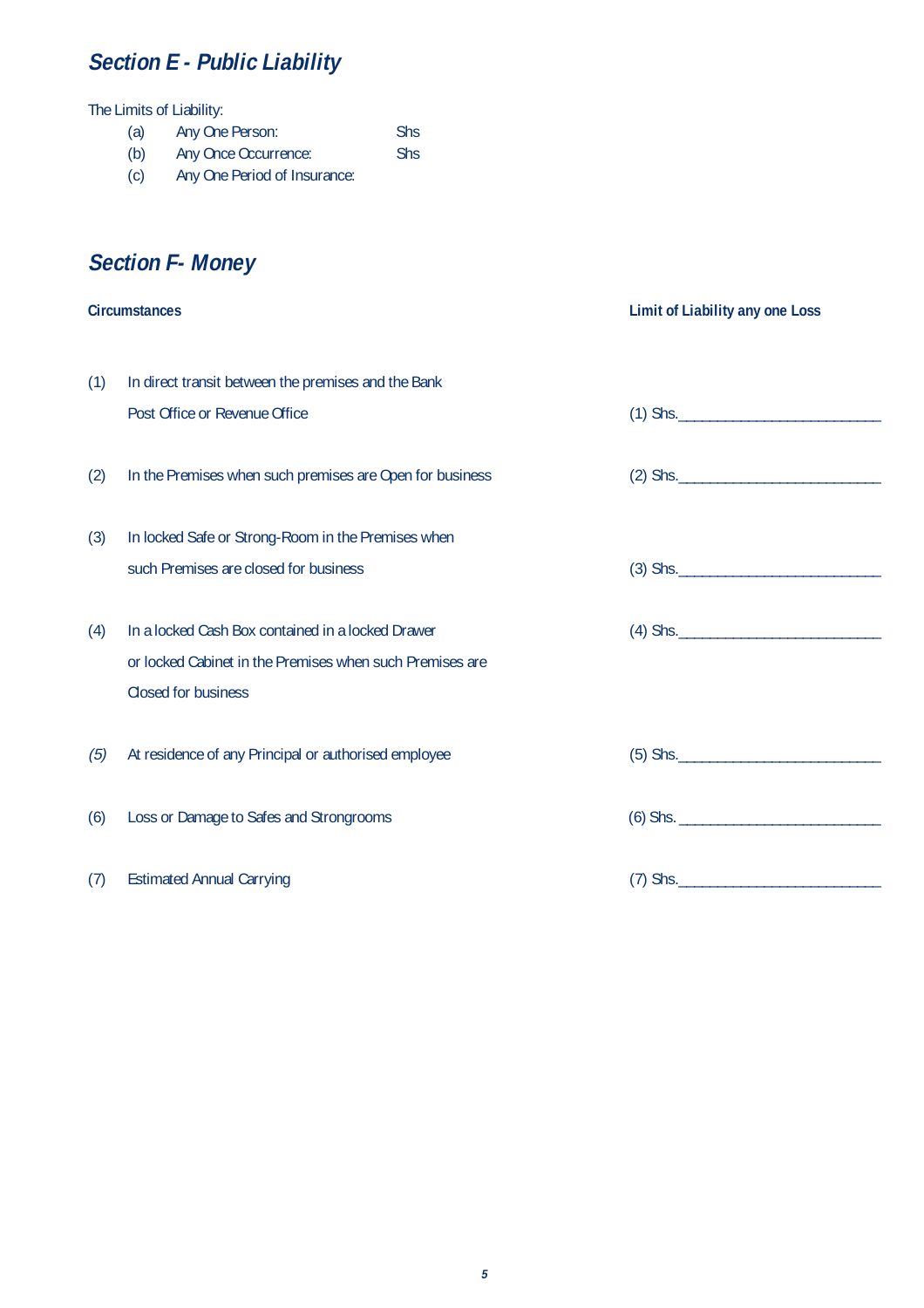## *Section E - Public Liability*

The Limits of Liability:

| | | |
|---|---|---|
| (a) | Any One Person: | Shs |
| (b) | Any Once Occurrence: | Shs |
| (c) | Any One Period of Insurance: | |

## *Section F- Money*

| | Circumstances | Limit of Liability any one Loss |
|---|---|---|
| (1) | In direct transit between the premises and the Bank Post Office or Revenue Office | (1) Shs.__________________________ |
| (2) | In the Premises when such premises are Open for business | (2) Shs.__________________________ |
| (3) | In locked Safe or Strong-Room in the Premises when such Premises are closed for business | (3) Shs.__________________________ |
| (4) | In a locked Cash Box contained in a locked Drawer or locked Cabinet in the Premises when such Premises are Closed for business | (4) Shs.__________________________ |
| *(5)* | At residence of any Principal or authorised employee | (5) Shs.__________________________ |
| (6) | Loss or Damage to Safes and Strongrooms | (6) Shs. __________________________ |
| (7) | Estimated Annual Carrying | (7) Shs.__________________________ |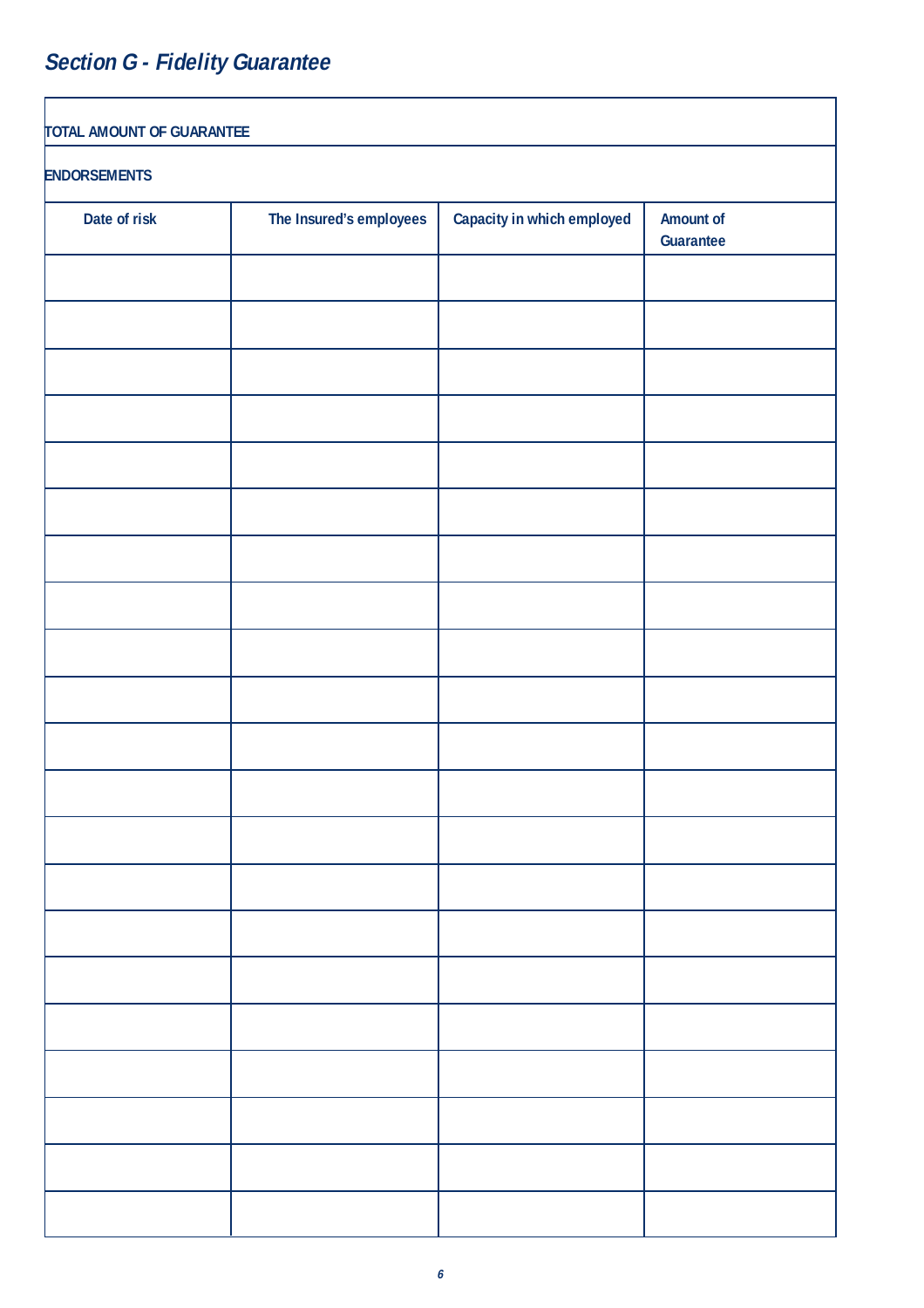## *Section G - Fidelity Guarantee*

**TOTAL AMOUNT OF GUARANTEE**

**ENDORSEMENTS**

| Date of risk | The Insured's employees | Capacity in which employed | Amount of Guarantee |
|---|---|---|---|
| | | | |
| | | | |
| | | | |
| | | | |
| | | | |
| | | | |
| | | | |
| | | | |
| | | | |
| | | | |
| | | | |
| | | | |
| | | | |
| | | | |
| | | | |
| | | | |
| | | | |
| | | | |
| | | | |
| | | | |
| | | | |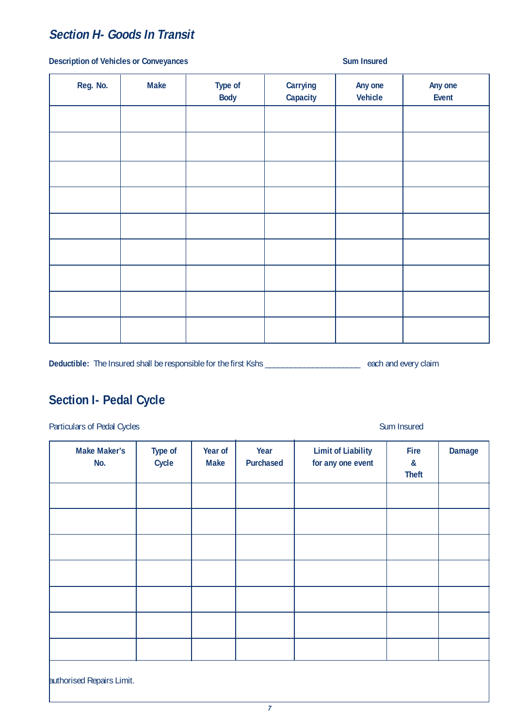## *Section H- Goods In Transit*

**Description of Vehicles or Conveyances** **Sum Insured**

| Reg. No. | Make | Type of Body | Carrying Capacity | Any one Vehicle | Any one Event |
|---|---|---|---|---|---|
| | | | | | |
| | | | | | |
| | | | | | |
| | | | | | |
| | | | | | |
| | | | | | |
| | | | | | |
| | | | | | |
| | | | | | |

**Deductible:** The Insured shall be responsible for the first Kshs ______________________ each and every claim

## Section I- Pedal Cycle

Particulars of Pedal Cycles Sum Insured

| Make Maker's No. | Type of Cycle | Year of Make | Year Purchased | Limit of Liability for any one event | Fire & Theft | Damage |
|---|---|---|---|---|---|---|
| | | | | | | |
| | | | | | | |
| | | | | | | |
| | | | | | | |
| | | | | | | |
| | | | | | | |
| | | | | | | |
| authorised Repairs Limit. | | | | | | |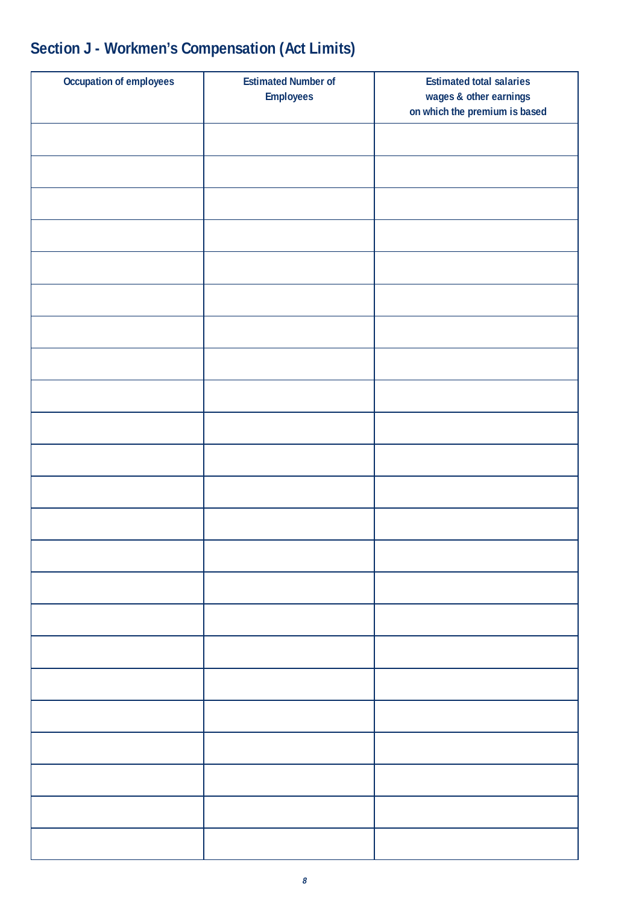## Section J - Workmen's Compensation (Act Limits)

| Occupation of employees | Estimated Number of Employees | Estimated total salaries wages & other earnings on which the premium is based |
|---|---|---|
| | | |
| | | |
| | | |
| | | |
| | | |
| | | |
| | | |
| | | |
| | | |
| | | |
| | | |
| | | |
| | | |
| | | |
| | | |
| | | |
| | | |
| | | |
| | | |
| | | |
| | | |
| | | |
| | | |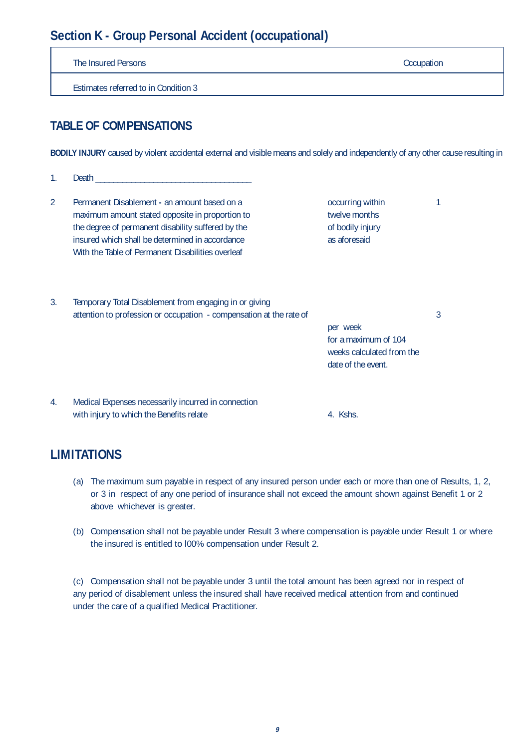## Section K - Group Personal Accident (occupational)

| The Insured Persons | Occupation |
|---|---|
| Estimates referred to in Condition 3 | |

## TABLE OF COMPENSATIONS

**BODILY INJURY** caused by violent accidental external and visible means and solely and independently of any other cause resulting in

| | | | |
|---|---|---|---|
| 1. | Death ___________________________________ | | |
| 2 | Permanent Disablement - an amount based on a maximum amount stated opposite in proportion to the degree of permanent disability suffered by the insured which shall be determined in accordance With the Table of Permanent Disabilities overleaf | occurring within twelve months of bodily injury as aforesaid | 1 |
| 3. | Temporary Total Disablement from engaging in or giving attention to profession or occupation - compensation at the rate of | per week for a maximum of 104 weeks calculated from the date of the event. | 3 |
| 4. | Medical Expenses necessarily incurred in connection with injury to which the Benefits relate | 4. Kshs. | |

## LIMITATIONS

(a) The maximum sum payable in respect of any insured person under each or more than one of Results, 1, 2, or 3 in respect of any one period of insurance shall not exceed the amount shown against Benefit 1 or 2 above whichever is greater.

(b) Compensation shall not be payable under Result 3 where compensation is payable under Result 1 or where the insured is entitled to l00% compensation under Result 2.

(c) Compensation shall not be payable under 3 until the total amount has been agreed nor in respect of any period of disablement unless the insured shall have received medical attention from and continued under the care of a qualified Medical Practitioner.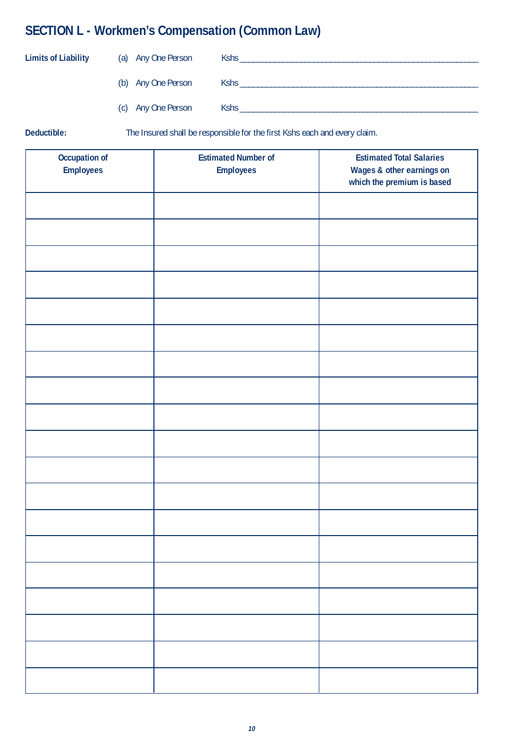## SECTION L - Workmen's Compensation (Common Law)

**Limits of Liability**

(a) Any One Person Kshs ____________________________________________

(b) Any One Person Kshs ____________________________________________

(c) Any One Person Kshs ____________________________________________

**Deductible:** The Insured shall be responsible for the first Kshs each and every claim.

| Occupation of Employees | Estimated Number of Employees | Estimated Total Salaries Wages & other earnings on which the premium is based |
|---|---|---|
| | | |
| | | |
| | | |
| | | |
| | | |
| | | |
| | | |
| | | |
| | | |
| | | |
| | | |
| | | |
| | | |
| | | |
| | | |
| | | |
| | | |
| | | |
| | | |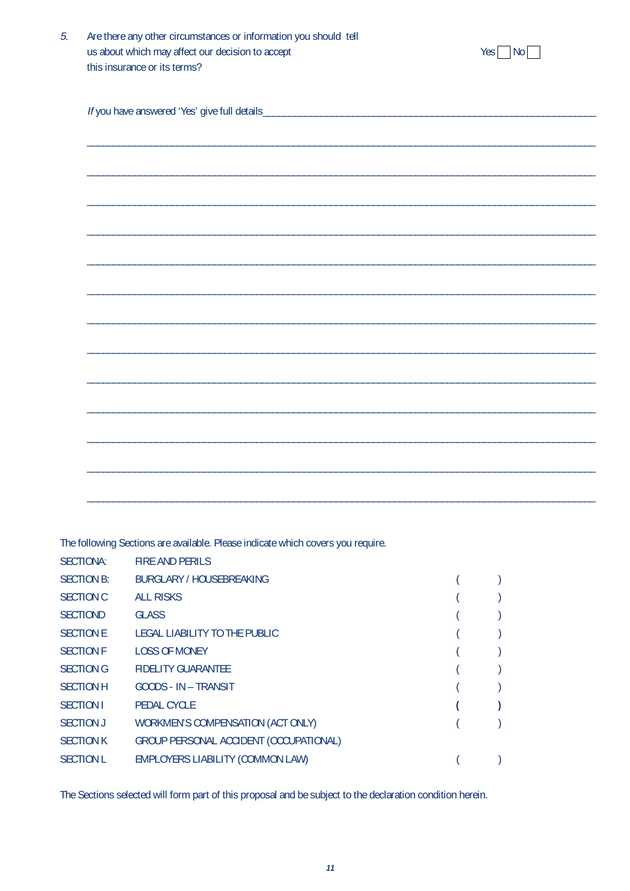5. Are there any other circumstances or information you should tell us about which may affect our decision to accept this insurance or its terms? Yes ☐ No ☐

*If* you have answered 'Yes' give full details\_\_\_\_\_\_\_\_\_\_\_\_\_\_\_\_\_\_\_\_\_\_\_\_\_\_\_\_\_\_\_\_\_\_\_\_\_\_\_\_\_\_\_\_\_\_\_\_\_\_\_\_\_\_\_\_\_\_\_\_

\_\_\_\_\_\_\_\_\_\_\_\_\_\_\_\_\_\_\_\_\_\_\_\_\_\_\_\_\_\_\_\_\_\_\_\_\_\_\_\_\_\_\_\_\_\_\_\_\_\_\_\_\_\_\_\_\_\_\_\_\_\_\_\_\_\_\_\_\_\_\_\_\_\_\_\_\_\_\_\_\_\_\_\_\_\_\_\_

\_\_\_\_\_\_\_\_\_\_\_\_\_\_\_\_\_\_\_\_\_\_\_\_\_\_\_\_\_\_\_\_\_\_\_\_\_\_\_\_\_\_\_\_\_\_\_\_\_\_\_\_\_\_\_\_\_\_\_\_\_\_\_\_\_\_\_\_\_\_\_\_\_\_\_\_\_\_\_\_\_\_\_\_\_\_\_\_

\_\_\_\_\_\_\_\_\_\_\_\_\_\_\_\_\_\_\_\_\_\_\_\_\_\_\_\_\_\_\_\_\_\_\_\_\_\_\_\_\_\_\_\_\_\_\_\_\_\_\_\_\_\_\_\_\_\_\_\_\_\_\_\_\_\_\_\_\_\_\_\_\_\_\_\_\_\_\_\_\_\_\_\_\_\_\_\_

\_\_\_\_\_\_\_\_\_\_\_\_\_\_\_\_\_\_\_\_\_\_\_\_\_\_\_\_\_\_\_\_\_\_\_\_\_\_\_\_\_\_\_\_\_\_\_\_\_\_\_\_\_\_\_\_\_\_\_\_\_\_\_\_\_\_\_\_\_\_\_\_\_\_\_\_\_\_\_\_\_\_\_\_\_\_\_\_

\_\_\_\_\_\_\_\_\_\_\_\_\_\_\_\_\_\_\_\_\_\_\_\_\_\_\_\_\_\_\_\_\_\_\_\_\_\_\_\_\_\_\_\_\_\_\_\_\_\_\_\_\_\_\_\_\_\_\_\_\_\_\_\_\_\_\_\_\_\_\_\_\_\_\_\_\_\_\_\_\_\_\_\_\_\_\_\_

\_\_\_\_\_\_\_\_\_\_\_\_\_\_\_\_\_\_\_\_\_\_\_\_\_\_\_\_\_\_\_\_\_\_\_\_\_\_\_\_\_\_\_\_\_\_\_\_\_\_\_\_\_\_\_\_\_\_\_\_\_\_\_\_\_\_\_\_\_\_\_\_\_\_\_\_\_\_\_\_\_\_\_\_\_\_\_\_

\_\_\_\_\_\_\_\_\_\_\_\_\_\_\_\_\_\_\_\_\_\_\_\_\_\_\_\_\_\_\_\_\_\_\_\_\_\_\_\_\_\_\_\_\_\_\_\_\_\_\_\_\_\_\_\_\_\_\_\_\_\_\_\_\_\_\_\_\_\_\_\_\_\_\_\_\_\_\_\_\_\_\_\_\_\_\_\_

\_\_\_\_\_\_\_\_\_\_\_\_\_\_\_\_\_\_\_\_\_\_\_\_\_\_\_\_\_\_\_\_\_\_\_\_\_\_\_\_\_\_\_\_\_\_\_\_\_\_\_\_\_\_\_\_\_\_\_\_\_\_\_\_\_\_\_\_\_\_\_\_\_\_\_\_\_\_\_\_\_\_\_\_\_\_\_\_

\_\_\_\_\_\_\_\_\_\_\_\_\_\_\_\_\_\_\_\_\_\_\_\_\_\_\_\_\_\_\_\_\_\_\_\_\_\_\_\_\_\_\_\_\_\_\_\_\_\_\_\_\_\_\_\_\_\_\_\_\_\_\_\_\_\_\_\_\_\_\_\_\_\_\_\_\_\_\_\_\_\_\_\_\_\_\_\_

\_\_\_\_\_\_\_\_\_\_\_\_\_\_\_\_\_\_\_\_\_\_\_\_\_\_\_\_\_\_\_\_\_\_\_\_\_\_\_\_\_\_\_\_\_\_\_\_\_\_\_\_\_\_\_\_\_\_\_\_\_\_\_\_\_\_\_\_\_\_\_\_\_\_\_\_\_\_\_\_\_\_\_\_\_\_\_\_

\_\_\_\_\_\_\_\_\_\_\_\_\_\_\_\_\_\_\_\_\_\_\_\_\_\_\_\_\_\_\_\_\_\_\_\_\_\_\_\_\_\_\_\_\_\_\_\_\_\_\_\_\_\_\_\_\_\_\_\_\_\_\_\_\_\_\_\_\_\_\_\_\_\_\_\_\_\_\_\_\_\_\_\_\_\_\_\_

\_\_\_\_\_\_\_\_\_\_\_\_\_\_\_\_\_\_\_\_\_\_\_\_\_\_\_\_\_\_\_\_\_\_\_\_\_\_\_\_\_\_\_\_\_\_\_\_\_\_\_\_\_\_\_\_\_\_\_\_\_\_\_\_\_\_\_\_\_\_\_\_\_\_\_\_\_\_\_\_\_\_\_\_\_\_\_\_

\_\_\_\_\_\_\_\_\_\_\_\_\_\_\_\_\_\_\_\_\_\_\_\_\_\_\_\_\_\_\_\_\_\_\_\_\_\_\_\_\_\_\_\_\_\_\_\_\_\_\_\_\_\_\_\_\_\_\_\_\_\_\_\_\_\_\_\_\_\_\_\_\_\_\_\_\_\_\_\_\_\_\_\_\_\_\_\_

\_\_\_\_\_\_\_\_\_\_\_\_\_\_\_\_\_\_\_\_\_\_\_\_\_\_\_\_\_\_\_\_\_\_\_\_\_\_\_\_\_\_\_\_\_\_\_\_\_\_\_\_\_\_\_\_\_\_\_\_\_\_\_\_\_\_\_\_\_\_\_\_\_\_\_\_\_\_\_\_\_\_\_\_\_\_\_\_

The following Sections are available. Please indicate which covers you require.

| | | |
|---|---|---|
| SECTION A: | FIRE AND PERILS | |
| SECTION B: | BURGLARY / HOUSEBREAKING | (   ) |
| SECTION C | ALL RISKS | (   ) |
| SECTION D | GLASS | (   ) |
| SECTION E | LEGAL LIABILITY TO THE PUBLIC | (   ) |
| SECTION F | LOSS OF MONEY | (   ) |
| SECTION G | FIDELITY GUARANTEE | (   ) |
| SECTION H | GOODS - IN – TRANSIT | (   ) |
| SECTION I | PEDAL CYCLE | (   ) |
| SECTION J | WORKMEN'S COMPENSATION (ACT ONLY) | (   ) |
| SECTION K | GROUP PERSONAL ACCIDENT (OCCUPATIONAL) | |
| SECTION L | EMPLOYERS LIABILITY (COMMON LAW) | (   ) |

The Sections selected will form part of this proposal and be subject to the declaration condition herein.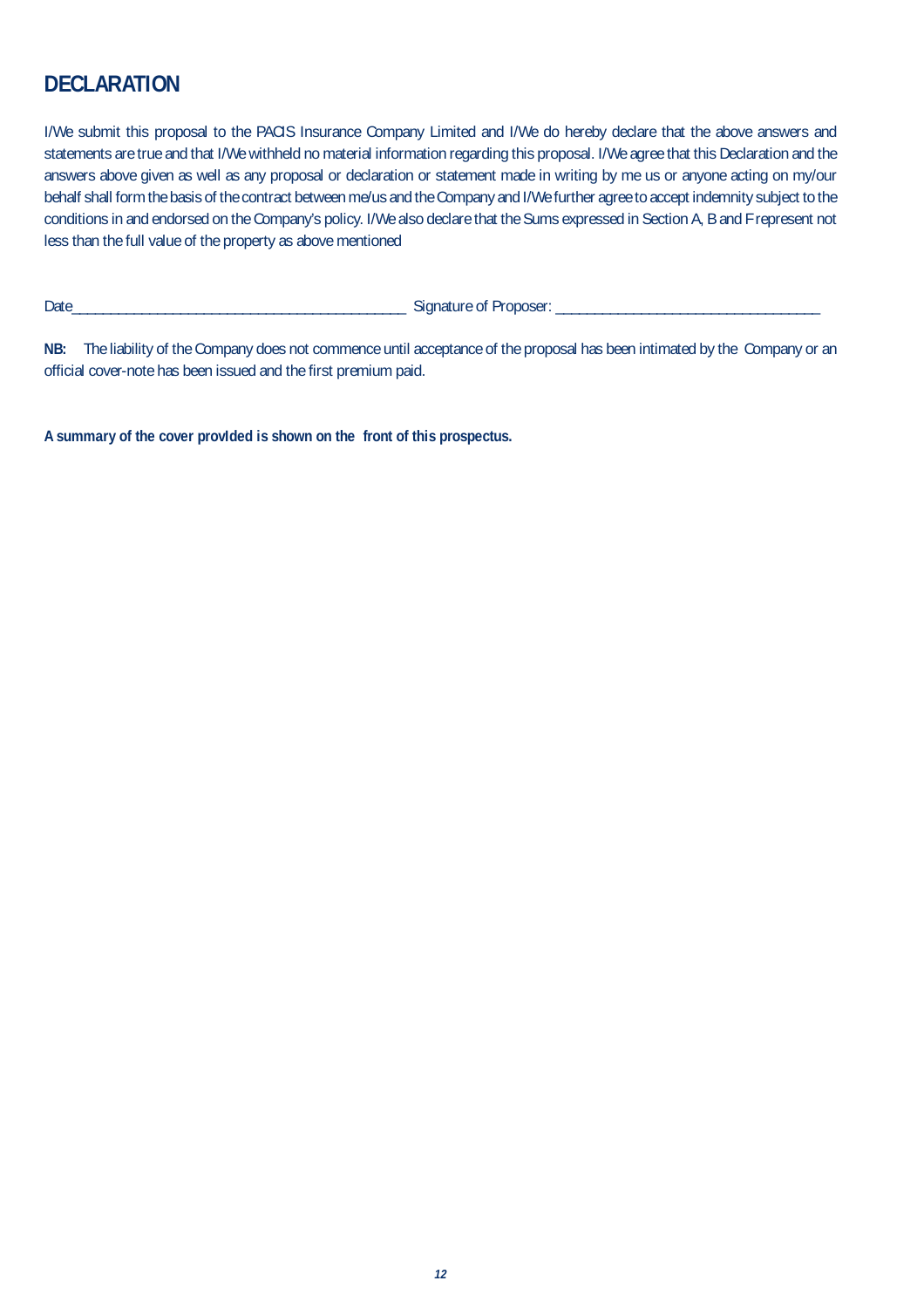## DECLARATION

I/We submit this proposal to the PACIS Insurance Company Limited and I/We do hereby declare that the above answers and statements are true and that I/We withheld no material information regarding this proposal. I/We agree that this Declaration and the answers above given as well as any proposal or declaration or statement made in writing by me us or anyone acting on my/our behalf shall form the basis of the contract between me/us and the Company and I/We further agree to accept indemnity subject to the conditions in and endorsed on the Company's policy. I/We also declare that the Sums expressed in Section A, B and F represent not less than the full value of the property as above mentioned

Date_____________________________________________ Signature of Proposer: ___________________________________

**NB:** The liability of the Company does not commence until acceptance of the proposal has been intimated by the Company or an official cover-note has been issued and the first premium paid.

**A summary of the cover provIded is shown on the front of this prospectus.**